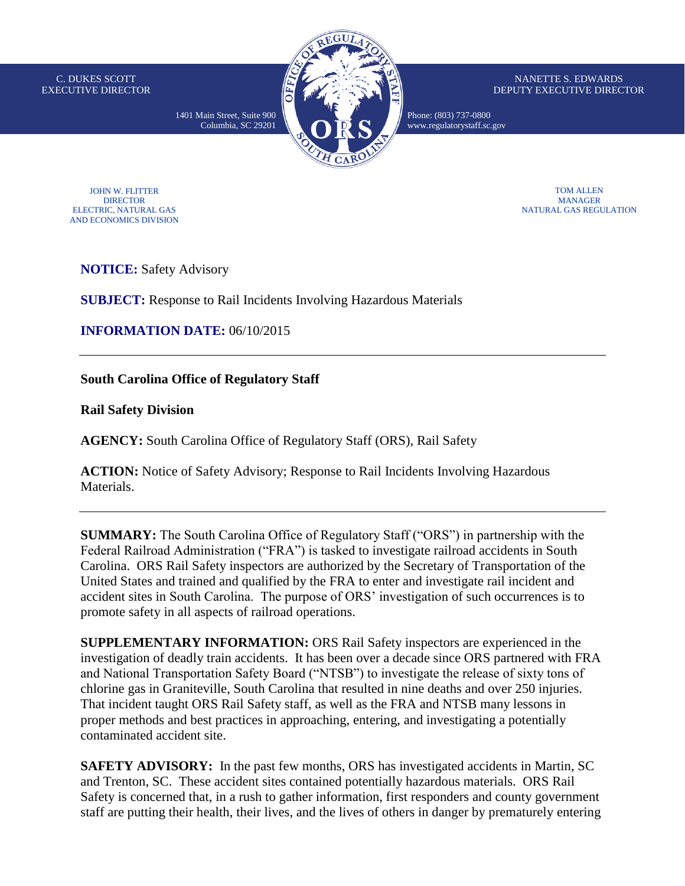C. DUKES SCOTT
EXECUTIVE DIRECTOR

NANETTE S. EDWARDS
DEPUTY EXECUTIVE DIRECTOR

1401 Main Street, Suite 900
Columbia, SC 29201

Phone: (803) 737-0800
www.regulatorystaff.sc.gov

JOHN W. FLITTER
DIRECTOR
ELECTRIC, NATURAL GAS
AND ECONOMICS DIVISION

TOM ALLEN
MANAGER
NATURAL GAS REGULATION

**NOTICE:** Safety Advisory

**SUBJECT:** Response to Rail Incidents Involving Hazardous Materials

**INFORMATION DATE:** 06/10/2015

---

**South Carolina Office of Regulatory Staff**

**Rail Safety Division**

**AGENCY:** South Carolina Office of Regulatory Staff (ORS), Rail Safety

**ACTION:** Notice of Safety Advisory; Response to Rail Incidents Involving Hazardous Materials.

---

**SUMMARY:** The South Carolina Office of Regulatory Staff ("ORS") in partnership with the Federal Railroad Administration ("FRA") is tasked to investigate railroad accidents in South Carolina. ORS Rail Safety inspectors are authorized by the Secretary of Transportation of the United States and trained and qualified by the FRA to enter and investigate rail incident and accident sites in South Carolina. The purpose of ORS' investigation of such occurrences is to promote safety in all aspects of railroad operations.

**SUPPLEMENTARY INFORMATION:** ORS Rail Safety inspectors are experienced in the investigation of deadly train accidents. It has been over a decade since ORS partnered with FRA and National Transportation Safety Board ("NTSB") to investigate the release of sixty tons of chlorine gas in Graniteville, South Carolina that resulted in nine deaths and over 250 injuries. That incident taught ORS Rail Safety staff, as well as the FRA and NTSB many lessons in proper methods and best practices in approaching, entering, and investigating a potentially contaminated accident site.

**SAFETY ADVISORY:** In the past few months, ORS has investigated accidents in Martin, SC and Trenton, SC. These accident sites contained potentially hazardous materials. ORS Rail Safety is concerned that, in a rush to gather information, first responders and county government staff are putting their health, their lives, and the lives of others in danger by prematurely entering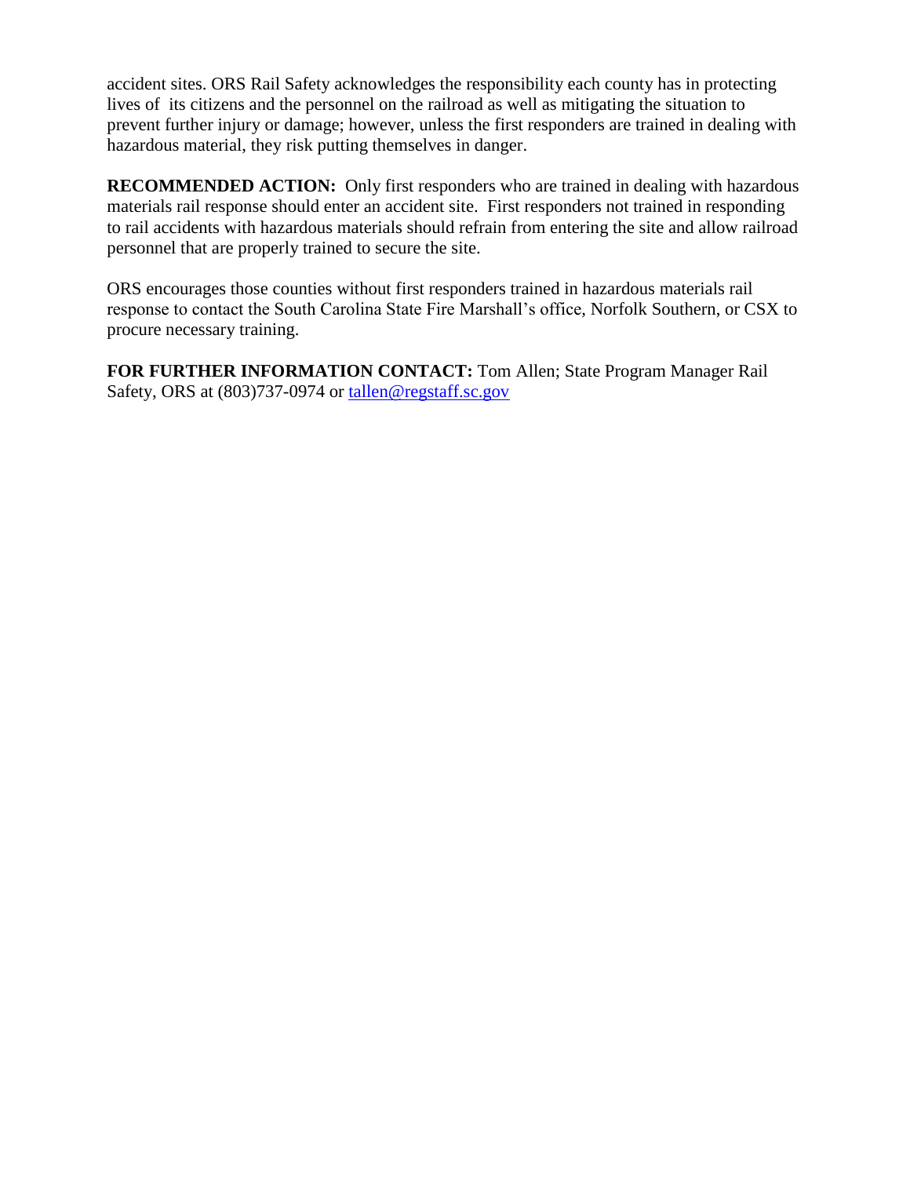accident sites. ORS Rail Safety acknowledges the responsibility each county has in protecting lives of its citizens and the personnel on the railroad as well as mitigating the situation to prevent further injury or damage; however, unless the first responders are trained in dealing with hazardous material, they risk putting themselves in danger.

**RECOMMENDED ACTION:** Only first responders who are trained in dealing with hazardous materials rail response should enter an accident site. First responders not trained in responding to rail accidents with hazardous materials should refrain from entering the site and allow railroad personnel that are properly trained to secure the site.

ORS encourages those counties without first responders trained in hazardous materials rail response to contact the South Carolina State Fire Marshall's office, Norfolk Southern, or CSX to procure necessary training.

**FOR FURTHER INFORMATION CONTACT:** Tom Allen; State Program Manager Rail Safety, ORS at (803)737-0974 or tallen@regstaff.sc.gov